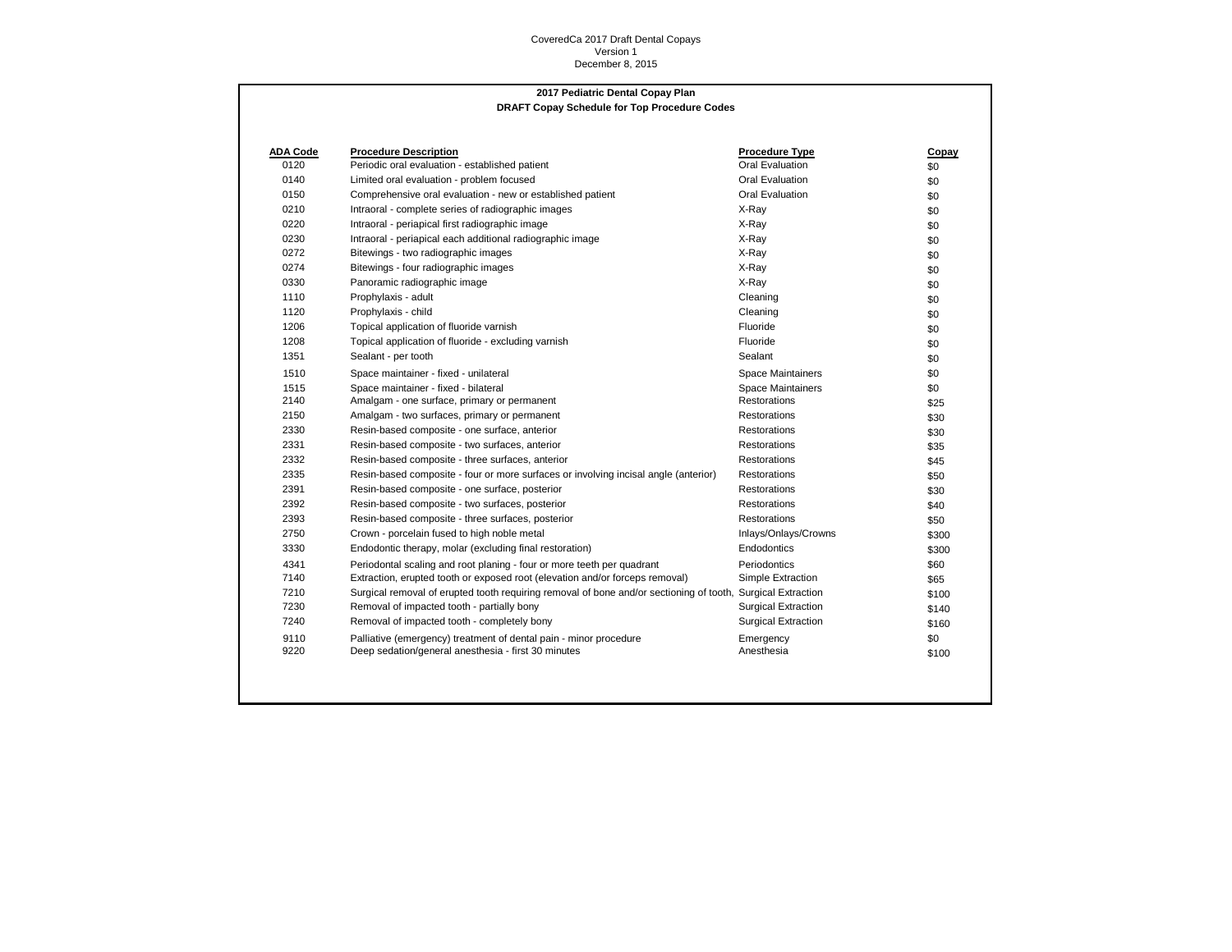CoveredCa 2017 Draft Dental Copays
Version 1
December 8, 2015

## 2017 Pediatric Dental Copay Plan

### DRAFT Copay Schedule for Top Procedure Codes

| ADA Code | Procedure Description | Procedure Type | Copay |
|---|---|---|---|
| 0120 | Periodic oral evaluation - established patient | Oral Evaluation | $0 |
| 0140 | Limited oral evaluation - problem focused | Oral Evaluation | $0 |
| 0150 | Comprehensive oral evaluation - new or established patient | Oral Evaluation | $0 |
| 0210 | Intraoral - complete series of radiographic images | X-Ray | $0 |
| 0220 | Intraoral - periapical first radiographic image | X-Ray | $0 |
| 0230 | Intraoral - periapical each additional radiographic image | X-Ray | $0 |
| 0272 | Bitewings - two radiographic images | X-Ray | $0 |
| 0274 | Bitewings - four radiographic images | X-Ray | $0 |
| 0330 | Panoramic radiographic image | X-Ray | $0 |
| 1110 | Prophylaxis - adult | Cleaning | $0 |
| 1120 | Prophylaxis - child | Cleaning | $0 |
| 1206 | Topical application of fluoride varnish | Fluoride | $0 |
| 1208 | Topical application of fluoride - excluding varnish | Fluoride | $0 |
| 1351 | Sealant - per tooth | Sealant | $0 |
| 1510 | Space maintainer - fixed - unilateral | Space Maintainers | $0 |
| 1515 | Space maintainer - fixed - bilateral | Space Maintainers | $0 |
| 2140 | Amalgam - one surface, primary or permanent | Restorations | $25 |
| 2150 | Amalgam - two surfaces, primary or permanent | Restorations | $30 |
| 2330 | Resin-based composite - one surface, anterior | Restorations | $30 |
| 2331 | Resin-based composite - two surfaces, anterior | Restorations | $35 |
| 2332 | Resin-based composite - three surfaces, anterior | Restorations | $45 |
| 2335 | Resin-based composite - four or more surfaces or involving incisal angle (anterior) | Restorations | $50 |
| 2391 | Resin-based composite - one surface, posterior | Restorations | $30 |
| 2392 | Resin-based composite - two surfaces, posterior | Restorations | $40 |
| 2393 | Resin-based composite - three surfaces, posterior | Restorations | $50 |
| 2750 | Crown - porcelain fused to high noble metal | Inlays/Onlays/Crowns | $300 |
| 3330 | Endodontic therapy, molar (excluding final restoration) | Endodontics | $300 |
| 4341 | Periodontal scaling and root planing - four or more teeth per quadrant | Periodontics | $60 |
| 7140 | Extraction, erupted tooth or exposed root (elevation and/or forceps removal) | Simple Extraction | $65 |
| 7210 | Surgical removal of erupted tooth requiring removal of bone and/or sectioning of tooth, | Surgical Extraction | $100 |
| 7230 | Removal of impacted tooth - partially bony | Surgical Extraction | $140 |
| 7240 | Removal of impacted tooth - completely bony | Surgical Extraction | $160 |
| 9110 | Palliative (emergency) treatment of dental pain - minor procedure | Emergency | $0 |
| 9220 | Deep sedation/general anesthesia - first 30 minutes | Anesthesia | $100 |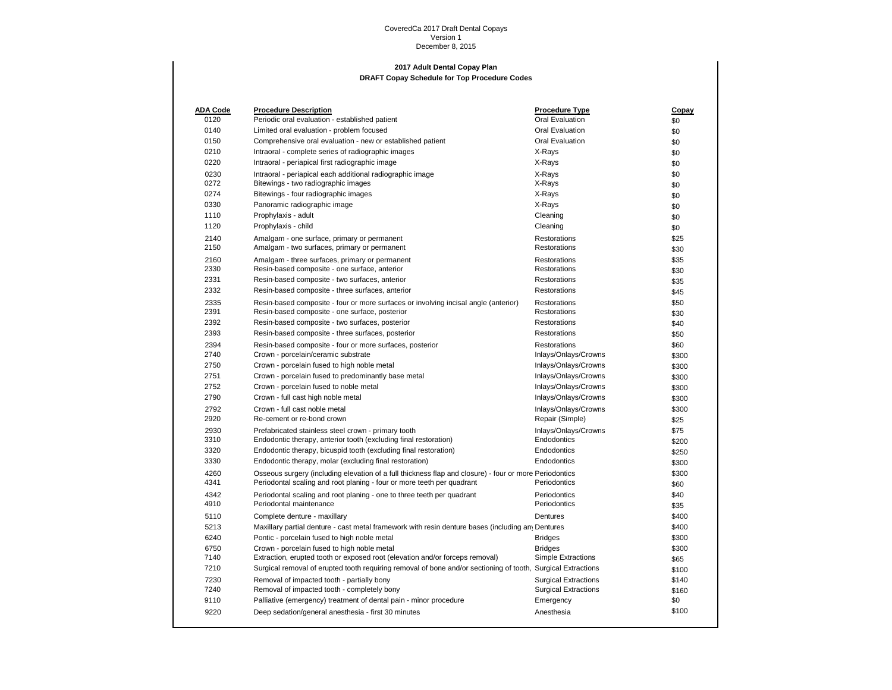CoveredCa 2017 Draft Dental Copays
Version 1
December 8, 2015

**2017 Adult Dental Copay Plan**
**DRAFT Copay Schedule for Top Procedure Codes**

| ADA Code | Procedure Description | Procedure Type | Copay |
|---|---|---|---|
| 0120 | Periodic oral evaluation - established patient | Oral Evaluation | $0 |
| 0140 | Limited oral evaluation - problem focused | Oral Evaluation | $0 |
| 0150 | Comprehensive oral evaluation - new or established patient | Oral Evaluation | $0 |
| 0210 | Intraoral - complete series of radiographic images | X-Rays | $0 |
| 0220 | Intraoral - periapical first radiographic image | X-Rays | $0 |
| 0230 | Intraoral - periapical each additional radiographic image | X-Rays | $0 |
| 0272 | Bitewings - two radiographic images | X-Rays | $0 |
| 0274 | Bitewings - four radiographic images | X-Rays | $0 |
| 0330 | Panoramic radiographic image | X-Rays | $0 |
| 1110 | Prophylaxis - adult | Cleaning | $0 |
| 1120 | Prophylaxis - child | Cleaning | $0 |
| 2140 | Amalgam - one surface, primary or permanent | Restorations | $25 |
| 2150 | Amalgam - two surfaces, primary or permanent | Restorations | $30 |
| 2160 | Amalgam - three surfaces, primary or permanent | Restorations | $35 |
| 2330 | Resin-based composite - one surface, anterior | Restorations | $30 |
| 2331 | Resin-based composite - two surfaces, anterior | Restorations | $35 |
| 2332 | Resin-based composite - three surfaces, anterior | Restorations | $45 |
| 2335 | Resin-based composite - four or more surfaces or involving incisal angle (anterior) | Restorations | $50 |
| 2391 | Resin-based composite - one surface, posterior | Restorations | $30 |
| 2392 | Resin-based composite - two surfaces, posterior | Restorations | $40 |
| 2393 | Resin-based composite - three surfaces, posterior | Restorations | $50 |
| 2394 | Resin-based composite - four or more surfaces, posterior | Restorations | $60 |
| 2740 | Crown - porcelain/ceramic substrate | Inlays/Onlays/Crowns | $300 |
| 2750 | Crown - porcelain fused to high noble metal | Inlays/Onlays/Crowns | $300 |
| 2751 | Crown - porcelain fused to predominantly base metal | Inlays/Onlays/Crowns | $300 |
| 2752 | Crown - porcelain fused to noble metal | Inlays/Onlays/Crowns | $300 |
| 2790 | Crown - full cast high noble metal | Inlays/Onlays/Crowns | $300 |
| 2792 | Crown - full cast noble metal | Inlays/Onlays/Crowns | $300 |
| 2920 | Re-cement or re-bond crown | Repair (Simple) | $25 |
| 2930 | Prefabricated stainless steel crown - primary tooth | Inlays/Onlays/Crowns | $75 |
| 3310 | Endodontic therapy, anterior tooth (excluding final restoration) | Endodontics | $200 |
| 3320 | Endodontic therapy, bicuspid tooth (excluding final restoration) | Endodontics | $250 |
| 3330 | Endodontic therapy, molar (excluding final restoration) | Endodontics | $300 |
| 4260 | Osseous surgery (including elevation of a full thickness flap and closure) - four or more | Periodontics | $300 |
| 4341 | Periodontal scaling and root planing - four or more teeth per quadrant | Periodontics | $60 |
| 4342 | Periodontal scaling and root planing - one to three teeth per quadrant | Periodontics | $40 |
| 4910 | Periodontal maintenance | Periodontics | $35 |
| 5110 | Complete denture - maxillary | Dentures | $400 |
| 5213 | Maxillary partial denture - cast metal framework with resin denture bases (including any | Dentures | $400 |
| 6240 | Pontic - porcelain fused to high noble metal | Bridges | $300 |
| 6750 | Crown - porcelain fused to high noble metal | Bridges | $300 |
| 7140 | Extraction, erupted tooth or exposed root (elevation and/or forceps removal) | Simple Extractions | $65 |
| 7210 | Surgical removal of erupted tooth requiring removal of bone and/or sectioning of tooth, | Surgical Extractions | $100 |
| 7230 | Removal of impacted tooth - partially bony | Surgical Extractions | $140 |
| 7240 | Removal of impacted tooth - completely bony | Surgical Extractions | $160 |
| 9110 | Palliative (emergency) treatment of dental pain - minor procedure | Emergency | $0 |
| 9220 | Deep sedation/general anesthesia - first 30 minutes | Anesthesia | $100 |